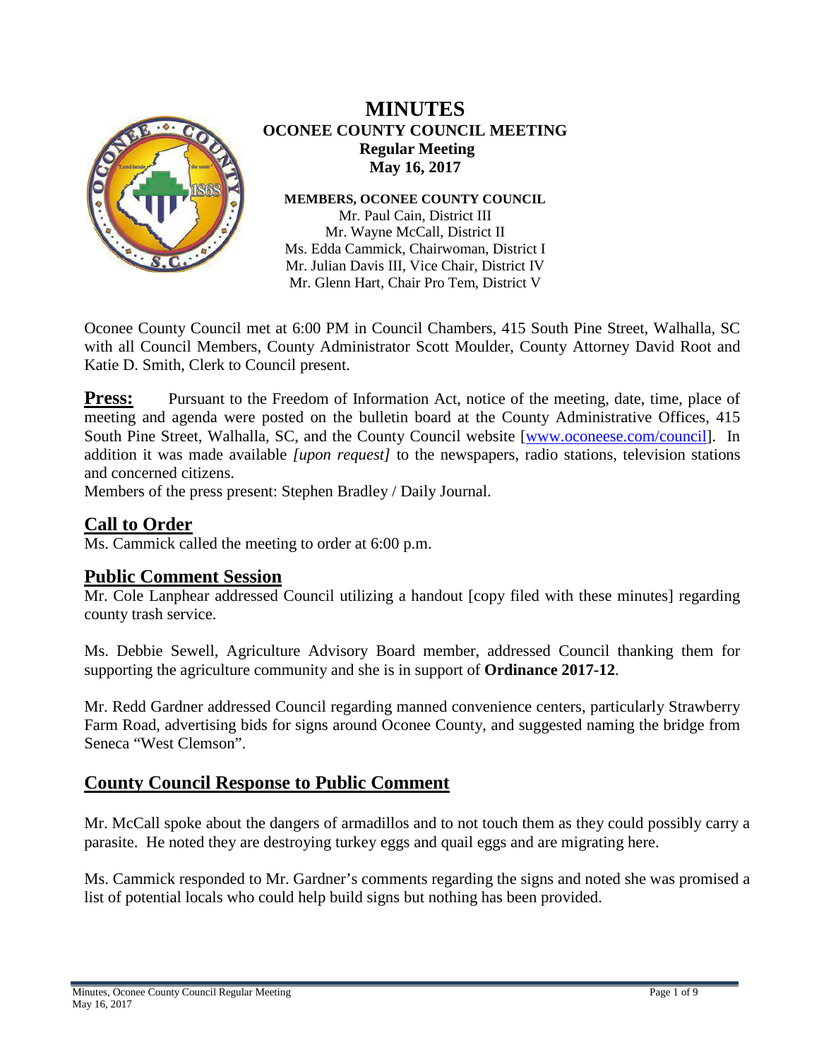# MINUTES

## OCONEE COUNTY COUNCIL MEETING

**Regular Meeting**

**May 16, 2017**

**MEMBERS, OCONEE COUNTY COUNCIL**

Mr. Paul Cain, District III
Mr. Wayne McCall, District II
Ms. Edda Cammick, Chairwoman, District I
Mr. Julian Davis III, Vice Chair, District IV
Mr. Glenn Hart, Chair Pro Tem, District V

Oconee County Council met at 6:00 PM in Council Chambers, 415 South Pine Street, Walhalla, SC with all Council Members, County Administrator Scott Moulder, County Attorney David Root and Katie D. Smith, Clerk to Council present.

**Press:** Pursuant to the Freedom of Information Act, notice of the meeting, date, time, place of meeting and agenda were posted on the bulletin board at the County Administrative Offices, 415 South Pine Street, Walhalla, SC, and the County Council website [www.oconeese.com/council]. In addition it was made available *[upon request]* to the newspapers, radio stations, television stations and concerned citizens.
Members of the press present: Stephen Bradley / Daily Journal.

## Call to Order

Ms. Cammick called the meeting to order at 6:00 p.m.

## Public Comment Session

Mr. Cole Lanphear addressed Council utilizing a handout [copy filed with these minutes] regarding county trash service.

Ms. Debbie Sewell, Agriculture Advisory Board member, addressed Council thanking them for supporting the agriculture community and she is in support of **Ordinance 2017-12**.

Mr. Redd Gardner addressed Council regarding manned convenience centers, particularly Strawberry Farm Road, advertising bids for signs around Oconee County, and suggested naming the bridge from Seneca "West Clemson".

## County Council Response to Public Comment

Mr. McCall spoke about the dangers of armadillos and to not touch them as they could possibly carry a parasite. He noted they are destroying turkey eggs and quail eggs and are migrating here.

Ms. Cammick responded to Mr. Gardner's comments regarding the signs and noted she was promised a list of potential locals who could help build signs but nothing has been provided.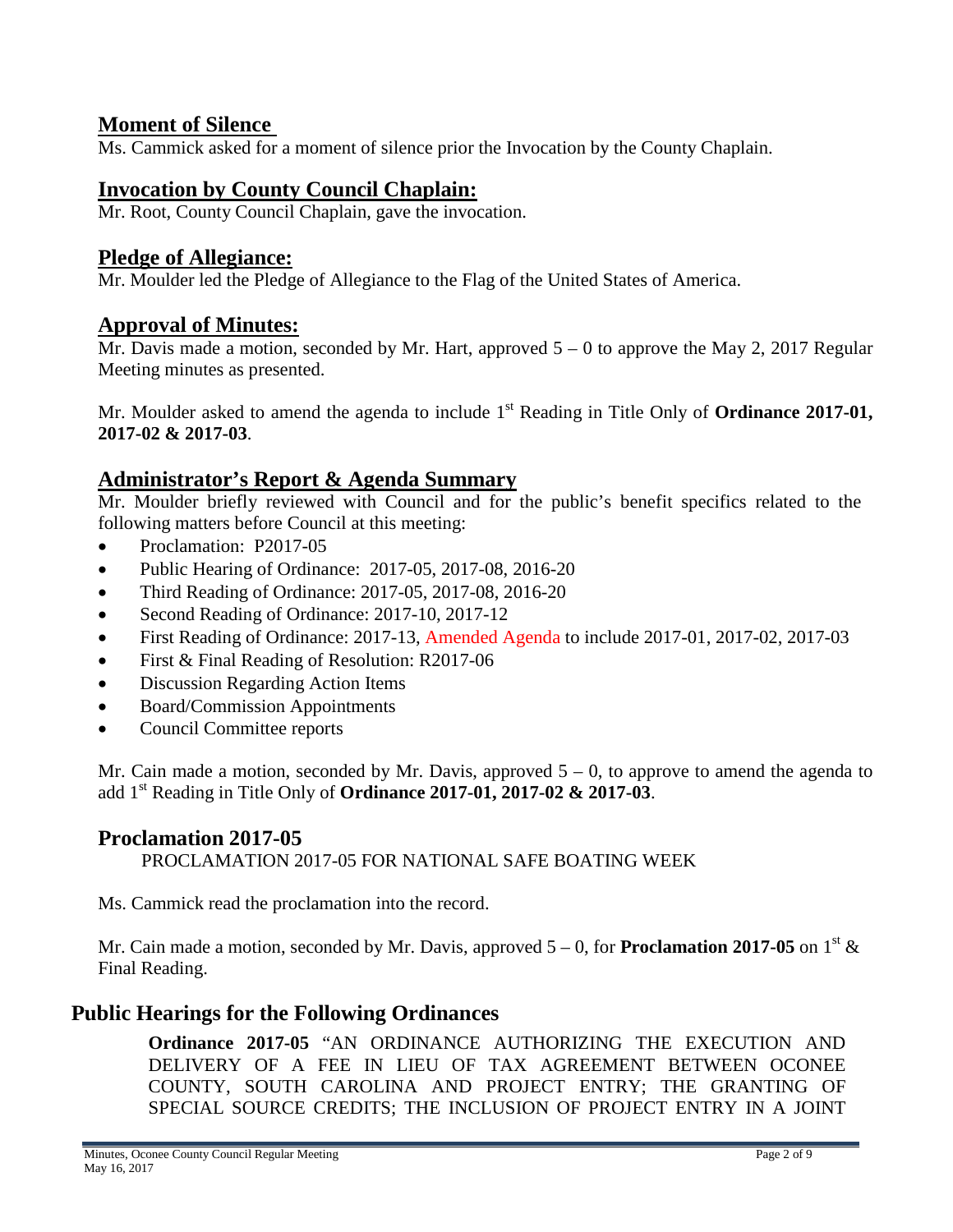## Moment of Silence

Ms. Cammick asked for a moment of silence prior the Invocation by the County Chaplain.

## Invocation by County Council Chaplain:

Mr. Root, County Council Chaplain, gave the invocation.

## Pledge of Allegiance:

Mr. Moulder led the Pledge of Allegiance to the Flag of the United States of America.

## Approval of Minutes:

Mr. Davis made a motion, seconded by Mr. Hart, approved 5 – 0 to approve the May 2, 2017 Regular Meeting minutes as presented.

Mr. Moulder asked to amend the agenda to include 1st Reading in Title Only of **Ordinance 2017-01, 2017-02 & 2017-03**.

## Administrator's Report & Agenda Summary

Mr. Moulder briefly reviewed with Council and for the public's benefit specifics related to the following matters before Council at this meeting:

- Proclamation: P2017-05
- Public Hearing of Ordinance: 2017-05, 2017-08, 2016-20
- Third Reading of Ordinance: 2017-05, 2017-08, 2016-20
- Second Reading of Ordinance: 2017-10, 2017-12
- First Reading of Ordinance: 2017-13, Amended Agenda to include 2017-01, 2017-02, 2017-03
- First & Final Reading of Resolution: R2017-06
- Discussion Regarding Action Items
- Board/Commission Appointments
- Council Committee reports

Mr. Cain made a motion, seconded by Mr. Davis, approved 5 – 0, to approve to amend the agenda to add 1st Reading in Title Only of **Ordinance 2017-01, 2017-02 & 2017-03**.

## Proclamation 2017-05

PROCLAMATION 2017-05 FOR NATIONAL SAFE BOATING WEEK

Ms. Cammick read the proclamation into the record.

Mr. Cain made a motion, seconded by Mr. Davis, approved 5 – 0, for **Proclamation 2017-05** on 1st & Final Reading.

## Public Hearings for the Following Ordinances

**Ordinance 2017-05** "AN ORDINANCE AUTHORIZING THE EXECUTION AND DELIVERY OF A FEE IN LIEU OF TAX AGREEMENT BETWEEN OCONEE COUNTY, SOUTH CAROLINA AND PROJECT ENTRY; THE GRANTING OF SPECIAL SOURCE CREDITS; THE INCLUSION OF PROJECT ENTRY IN A JOINT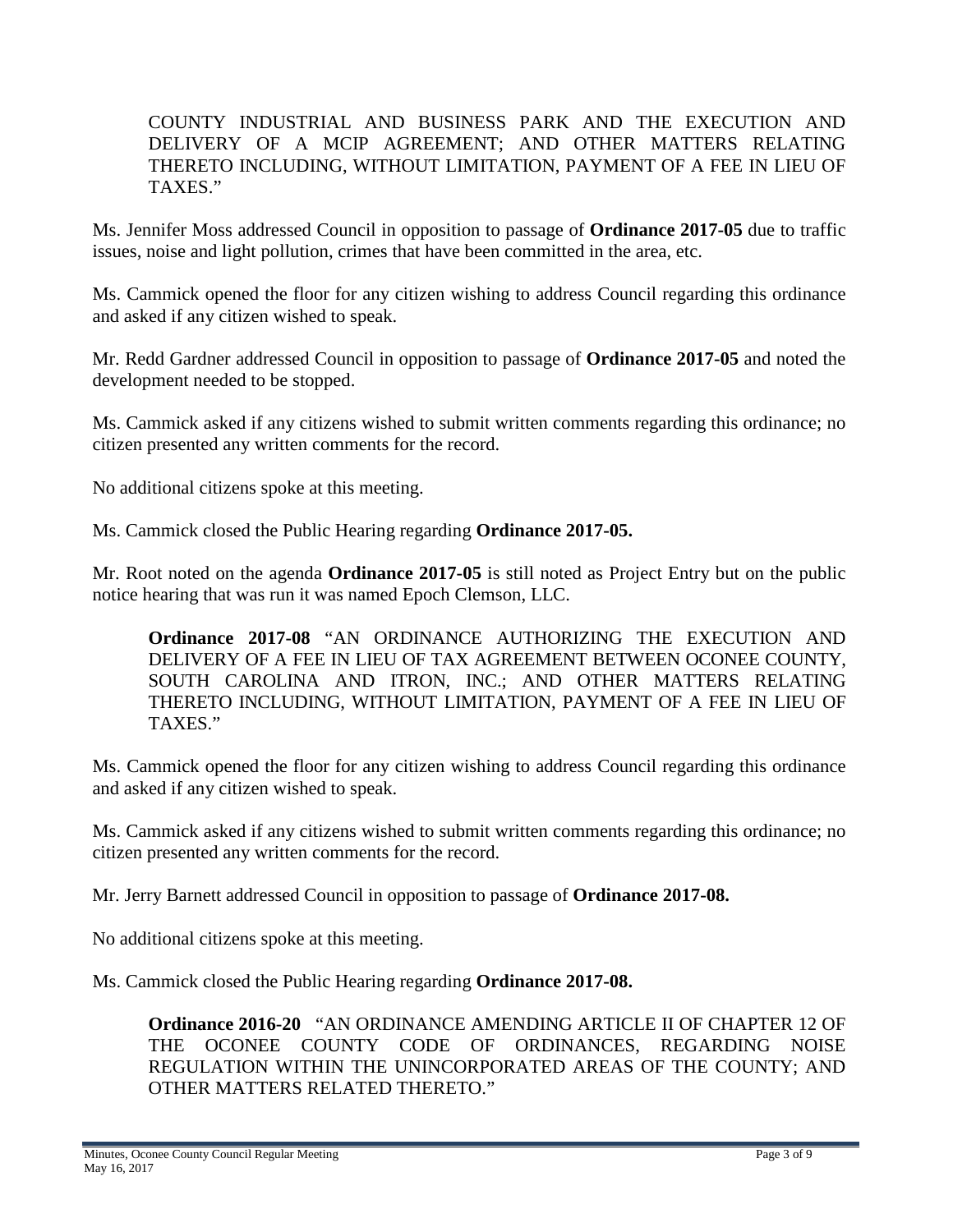COUNTY INDUSTRIAL AND BUSINESS PARK AND THE EXECUTION AND DELIVERY OF A MCIP AGREEMENT; AND OTHER MATTERS RELATING THERETO INCLUDING, WITHOUT LIMITATION, PAYMENT OF A FEE IN LIEU OF TAXES."

Ms. Jennifer Moss addressed Council in opposition to passage of **Ordinance 2017-05** due to traffic issues, noise and light pollution, crimes that have been committed in the area, etc.

Ms. Cammick opened the floor for any citizen wishing to address Council regarding this ordinance and asked if any citizen wished to speak.

Mr. Redd Gardner addressed Council in opposition to passage of **Ordinance 2017-05** and noted the development needed to be stopped.

Ms. Cammick asked if any citizens wished to submit written comments regarding this ordinance; no citizen presented any written comments for the record.

No additional citizens spoke at this meeting.

Ms. Cammick closed the Public Hearing regarding **Ordinance 2017-05.**

Mr. Root noted on the agenda **Ordinance 2017-05** is still noted as Project Entry but on the public notice hearing that was run it was named Epoch Clemson, LLC.

**Ordinance 2017-08** "AN ORDINANCE AUTHORIZING THE EXECUTION AND DELIVERY OF A FEE IN LIEU OF TAX AGREEMENT BETWEEN OCONEE COUNTY, SOUTH CAROLINA AND ITRON, INC.; AND OTHER MATTERS RELATING THERETO INCLUDING, WITHOUT LIMITATION, PAYMENT OF A FEE IN LIEU OF TAXES."

Ms. Cammick opened the floor for any citizen wishing to address Council regarding this ordinance and asked if any citizen wished to speak.

Ms. Cammick asked if any citizens wished to submit written comments regarding this ordinance; no citizen presented any written comments for the record.

Mr. Jerry Barnett addressed Council in opposition to passage of **Ordinance 2017-08.**

No additional citizens spoke at this meeting.

Ms. Cammick closed the Public Hearing regarding **Ordinance 2017-08.**

**Ordinance 2016-20** "AN ORDINANCE AMENDING ARTICLE II OF CHAPTER 12 OF THE OCONEE COUNTY CODE OF ORDINANCES, REGARDING NOISE REGULATION WITHIN THE UNINCORPORATED AREAS OF THE COUNTY; AND OTHER MATTERS RELATED THERETO."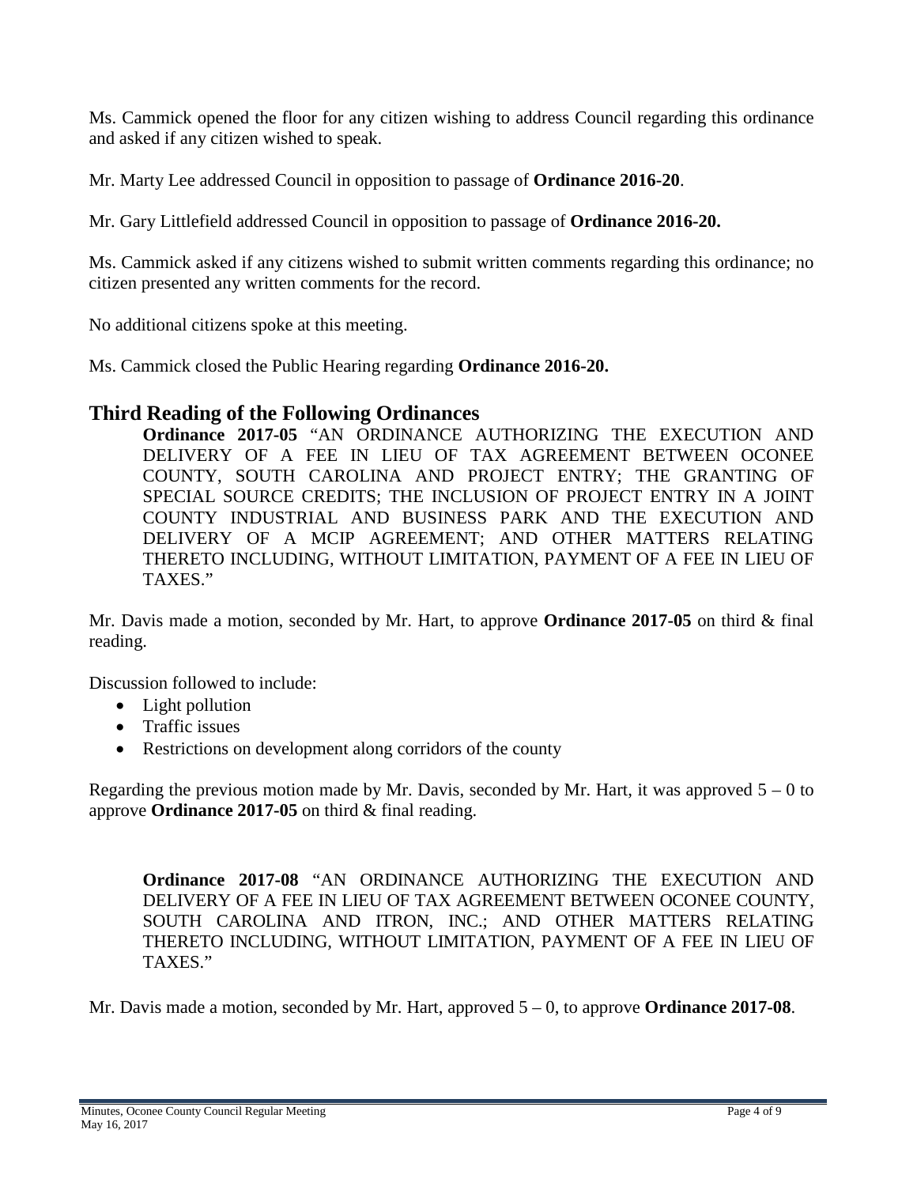Ms. Cammick opened the floor for any citizen wishing to address Council regarding this ordinance and asked if any citizen wished to speak.

Mr. Marty Lee addressed Council in opposition to passage of **Ordinance 2016-20**.

Mr. Gary Littlefield addressed Council in opposition to passage of **Ordinance 2016-20.**

Ms. Cammick asked if any citizens wished to submit written comments regarding this ordinance; no citizen presented any written comments for the record.

No additional citizens spoke at this meeting.

Ms. Cammick closed the Public Hearing regarding **Ordinance 2016-20.**

## Third Reading of the Following Ordinances

**Ordinance 2017-05** "AN ORDINANCE AUTHORIZING THE EXECUTION AND DELIVERY OF A FEE IN LIEU OF TAX AGREEMENT BETWEEN OCONEE COUNTY, SOUTH CAROLINA AND PROJECT ENTRY; THE GRANTING OF SPECIAL SOURCE CREDITS; THE INCLUSION OF PROJECT ENTRY IN A JOINT COUNTY INDUSTRIAL AND BUSINESS PARK AND THE EXECUTION AND DELIVERY OF A MCIP AGREEMENT; AND OTHER MATTERS RELATING THERETO INCLUDING, WITHOUT LIMITATION, PAYMENT OF A FEE IN LIEU OF TAXES."

Mr. Davis made a motion, seconded by Mr. Hart, to approve **Ordinance 2017-05** on third & final reading.

Discussion followed to include:

- Light pollution
- Traffic issues
- Restrictions on development along corridors of the county

Regarding the previous motion made by Mr. Davis, seconded by Mr. Hart, it was approved 5 – 0 to approve **Ordinance 2017-05** on third & final reading.

**Ordinance 2017-08** "AN ORDINANCE AUTHORIZING THE EXECUTION AND DELIVERY OF A FEE IN LIEU OF TAX AGREEMENT BETWEEN OCONEE COUNTY, SOUTH CAROLINA AND ITRON, INC.; AND OTHER MATTERS RELATING THERETO INCLUDING, WITHOUT LIMITATION, PAYMENT OF A FEE IN LIEU OF TAXES."

Mr. Davis made a motion, seconded by Mr. Hart, approved 5 – 0, to approve **Ordinance 2017-08**.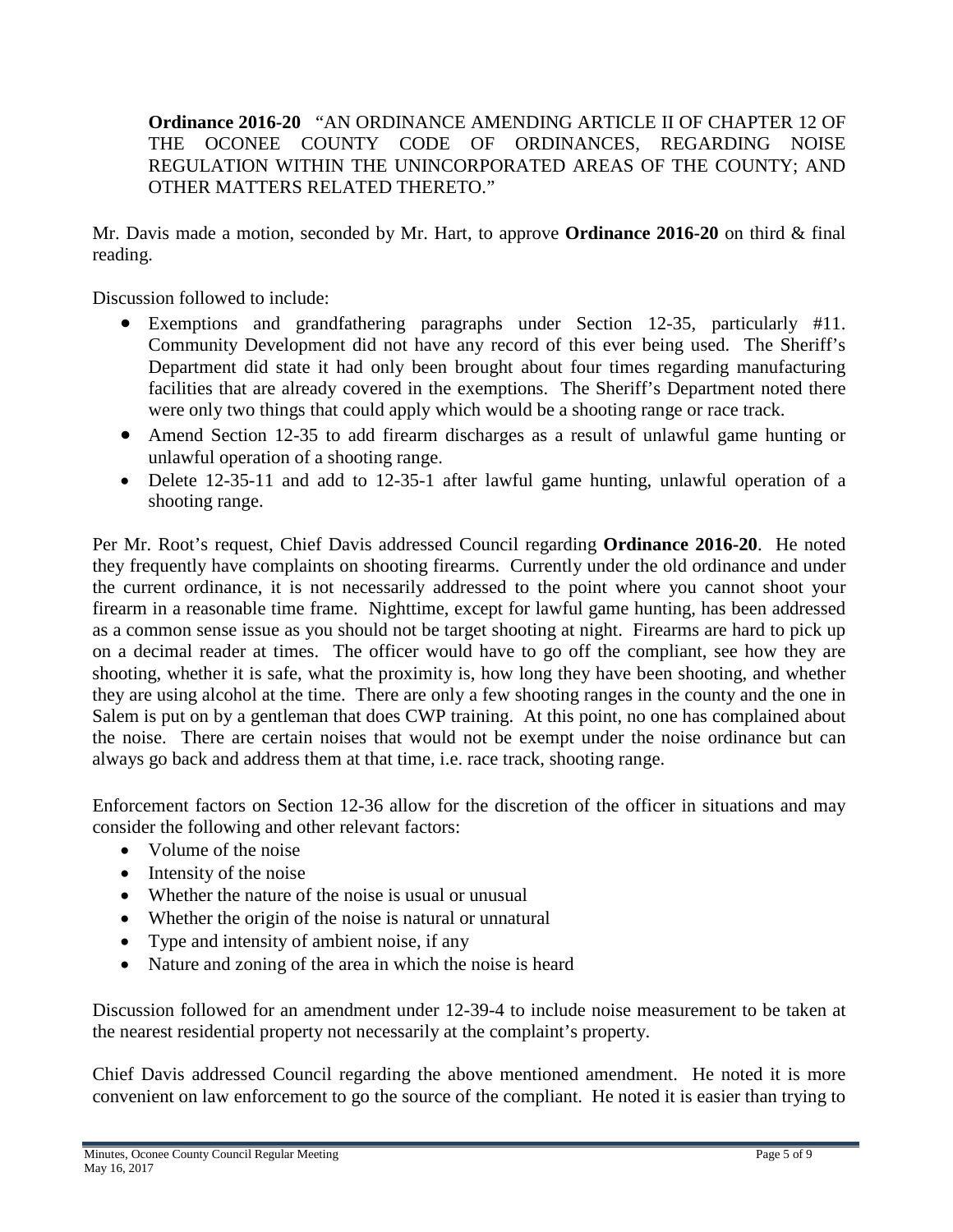**Ordinance 2016-20** "AN ORDINANCE AMENDING ARTICLE II OF CHAPTER 12 OF THE OCONEE COUNTY CODE OF ORDINANCES, REGARDING NOISE REGULATION WITHIN THE UNINCORPORATED AREAS OF THE COUNTY; AND OTHER MATTERS RELATED THERETO."

Mr. Davis made a motion, seconded by Mr. Hart, to approve **Ordinance 2016-20** on third & final reading.

Discussion followed to include:

- Exemptions and grandfathering paragraphs under Section 12-35, particularly #11. Community Development did not have any record of this ever being used. The Sheriff's Department did state it had only been brought about four times regarding manufacturing facilities that are already covered in the exemptions. The Sheriff's Department noted there were only two things that could apply which would be a shooting range or race track.
- Amend Section 12-35 to add firearm discharges as a result of unlawful game hunting or unlawful operation of a shooting range.
- Delete 12-35-11 and add to 12-35-1 after lawful game hunting, unlawful operation of a shooting range.

Per Mr. Root's request, Chief Davis addressed Council regarding **Ordinance 2016-20**. He noted they frequently have complaints on shooting firearms. Currently under the old ordinance and under the current ordinance, it is not necessarily addressed to the point where you cannot shoot your firearm in a reasonable time frame. Nighttime, except for lawful game hunting, has been addressed as a common sense issue as you should not be target shooting at night. Firearms are hard to pick up on a decimal reader at times. The officer would have to go off the compliant, see how they are shooting, whether it is safe, what the proximity is, how long they have been shooting, and whether they are using alcohol at the time. There are only a few shooting ranges in the county and the one in Salem is put on by a gentleman that does CWP training. At this point, no one has complained about the noise. There are certain noises that would not be exempt under the noise ordinance but can always go back and address them at that time, i.e. race track, shooting range.

Enforcement factors on Section 12-36 allow for the discretion of the officer in situations and may consider the following and other relevant factors:

- Volume of the noise
- Intensity of the noise
- Whether the nature of the noise is usual or unusual
- Whether the origin of the noise is natural or unnatural
- Type and intensity of ambient noise, if any
- Nature and zoning of the area in which the noise is heard

Discussion followed for an amendment under 12-39-4 to include noise measurement to be taken at the nearest residential property not necessarily at the complaint's property.

Chief Davis addressed Council regarding the above mentioned amendment. He noted it is more convenient on law enforcement to go the source of the compliant. He noted it is easier than trying to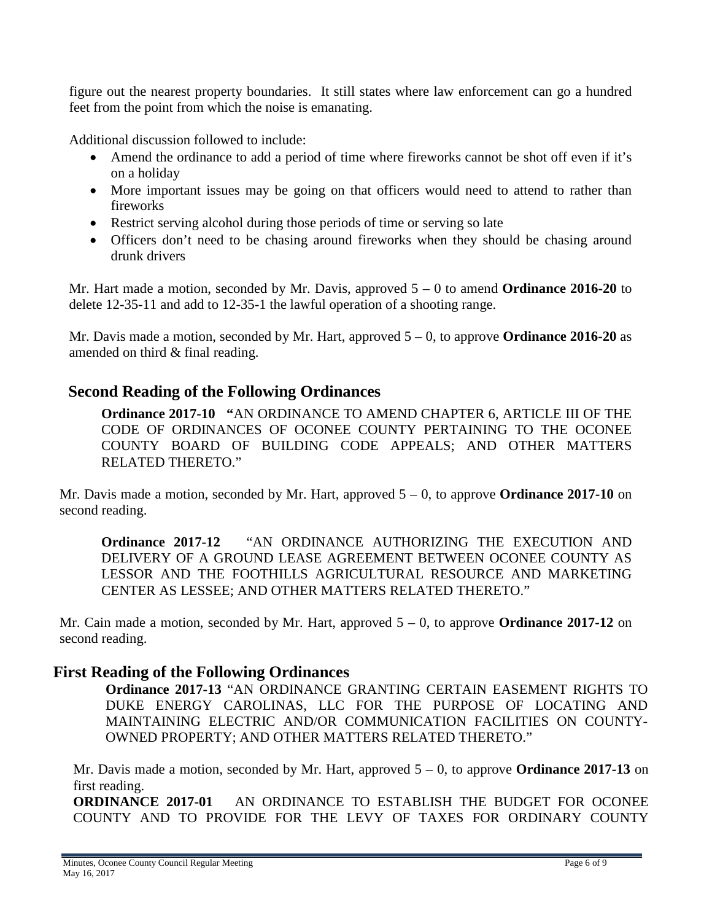figure out the nearest property boundaries. It still states where law enforcement can go a hundred feet from the point from which the noise is emanating.

Additional discussion followed to include:

- Amend the ordinance to add a period of time where fireworks cannot be shot off even if it's on a holiday
- More important issues may be going on that officers would need to attend to rather than fireworks
- Restrict serving alcohol during those periods of time or serving so late
- Officers don't need to be chasing around fireworks when they should be chasing around drunk drivers

Mr. Hart made a motion, seconded by Mr. Davis, approved 5 – 0 to amend **Ordinance 2016-20** to delete 12-35-11 and add to 12-35-1 the lawful operation of a shooting range.

Mr. Davis made a motion, seconded by Mr. Hart, approved 5 – 0, to approve **Ordinance 2016-20** as amended on third & final reading.

## Second Reading of the Following Ordinances

**Ordinance 2017-10 "**AN ORDINANCE TO AMEND CHAPTER 6, ARTICLE III OF THE CODE OF ORDINANCES OF OCONEE COUNTY PERTAINING TO THE OCONEE COUNTY BOARD OF BUILDING CODE APPEALS; AND OTHER MATTERS RELATED THERETO."

Mr. Davis made a motion, seconded by Mr. Hart, approved 5 – 0, to approve **Ordinance 2017-10** on second reading.

**Ordinance 2017-12** "AN ORDINANCE AUTHORIZING THE EXECUTION AND DELIVERY OF A GROUND LEASE AGREEMENT BETWEEN OCONEE COUNTY AS LESSOR AND THE FOOTHILLS AGRICULTURAL RESOURCE AND MARKETING CENTER AS LESSEE; AND OTHER MATTERS RELATED THERETO."

Mr. Cain made a motion, seconded by Mr. Hart, approved 5 – 0, to approve **Ordinance 2017-12** on second reading.

## First Reading of the Following Ordinances

**Ordinance 2017-13** "AN ORDINANCE GRANTING CERTAIN EASEMENT RIGHTS TO DUKE ENERGY CAROLINAS, LLC FOR THE PURPOSE OF LOCATING AND MAINTAINING ELECTRIC AND/OR COMMUNICATION FACILITIES ON COUNTY-OWNED PROPERTY; AND OTHER MATTERS RELATED THERETO."

Mr. Davis made a motion, seconded by Mr. Hart, approved 5 – 0, to approve **Ordinance 2017-13** on first reading.

**ORDINANCE 2017-01** AN ORDINANCE TO ESTABLISH THE BUDGET FOR OCONEE COUNTY AND TO PROVIDE FOR THE LEVY OF TAXES FOR ORDINARY COUNTY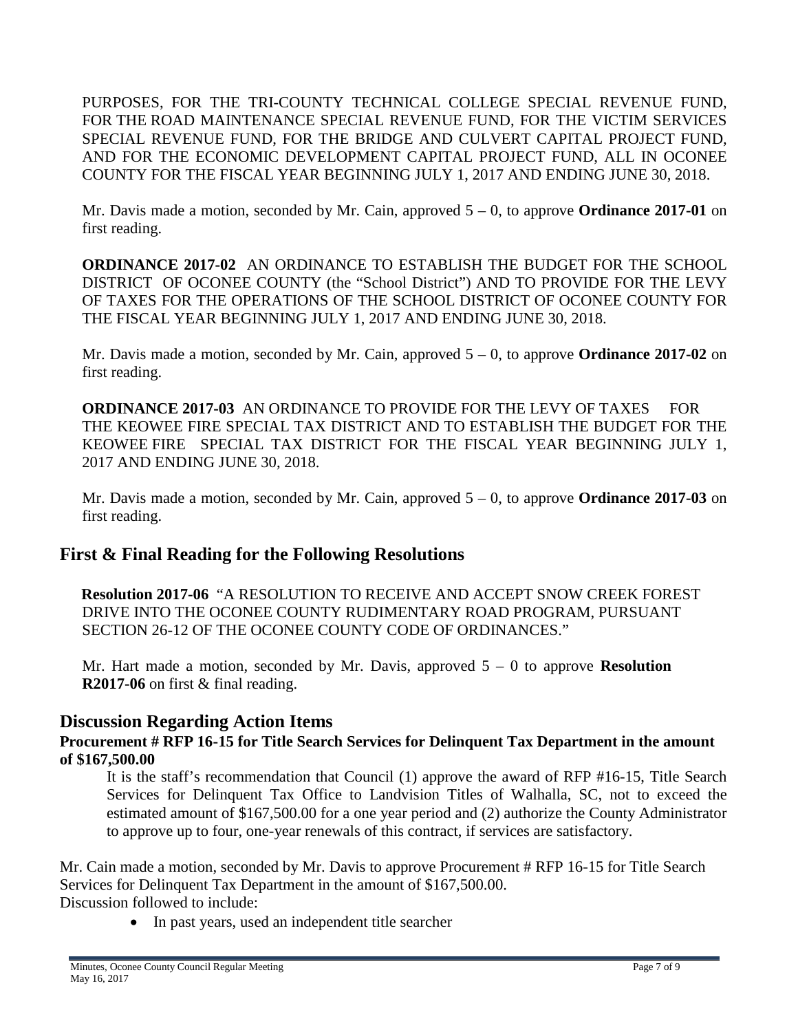PURPOSES, FOR THE TRI-COUNTY TECHNICAL COLLEGE SPECIAL REVENUE FUND, FOR THE ROAD MAINTENANCE SPECIAL REVENUE FUND, FOR THE VICTIM SERVICES SPECIAL REVENUE FUND, FOR THE BRIDGE AND CULVERT CAPITAL PROJECT FUND, AND FOR THE ECONOMIC DEVELOPMENT CAPITAL PROJECT FUND, ALL IN OCONEE COUNTY FOR THE FISCAL YEAR BEGINNING JULY 1, 2017 AND ENDING JUNE 30, 2018.

Mr. Davis made a motion, seconded by Mr. Cain, approved 5 – 0, to approve **Ordinance 2017-01** on first reading.

**ORDINANCE 2017-02** AN ORDINANCE TO ESTABLISH THE BUDGET FOR THE SCHOOL DISTRICT OF OCONEE COUNTY (the "School District") AND TO PROVIDE FOR THE LEVY OF TAXES FOR THE OPERATIONS OF THE SCHOOL DISTRICT OF OCONEE COUNTY FOR THE FISCAL YEAR BEGINNING JULY 1, 2017 AND ENDING JUNE 30, 2018.

Mr. Davis made a motion, seconded by Mr. Cain, approved 5 – 0, to approve **Ordinance 2017-02** on first reading.

**ORDINANCE 2017-03** AN ORDINANCE TO PROVIDE FOR THE LEVY OF TAXES FOR THE KEOWEE FIRE SPECIAL TAX DISTRICT AND TO ESTABLISH THE BUDGET FOR THE KEOWEE FIRE SPECIAL TAX DISTRICT FOR THE FISCAL YEAR BEGINNING JULY 1, 2017 AND ENDING JUNE 30, 2018.

Mr. Davis made a motion, seconded by Mr. Cain, approved 5 – 0, to approve **Ordinance 2017-03** on first reading.

## First & Final Reading for the Following Resolutions

**Resolution 2017-06** "A RESOLUTION TO RECEIVE AND ACCEPT SNOW CREEK FOREST DRIVE INTO THE OCONEE COUNTY RUDIMENTARY ROAD PROGRAM, PURSUANT SECTION 26-12 OF THE OCONEE COUNTY CODE OF ORDINANCES."

Mr. Hart made a motion, seconded by Mr. Davis, approved 5 – 0 to approve **Resolution R2017-06** on first & final reading.

## Discussion Regarding Action Items

**Procurement # RFP 16-15 for Title Search Services for Delinquent Tax Department in the amount of $167,500.00**

It is the staff's recommendation that Council (1) approve the award of RFP #16-15, Title Search Services for Delinquent Tax Office to Landvision Titles of Walhalla, SC, not to exceed the estimated amount of $167,500.00 for a one year period and (2) authorize the County Administrator to approve up to four, one-year renewals of this contract, if services are satisfactory.

Mr. Cain made a motion, seconded by Mr. Davis to approve Procurement # RFP 16-15 for Title Search Services for Delinquent Tax Department in the amount of $167,500.00.
Discussion followed to include:

- In past years, used an independent title searcher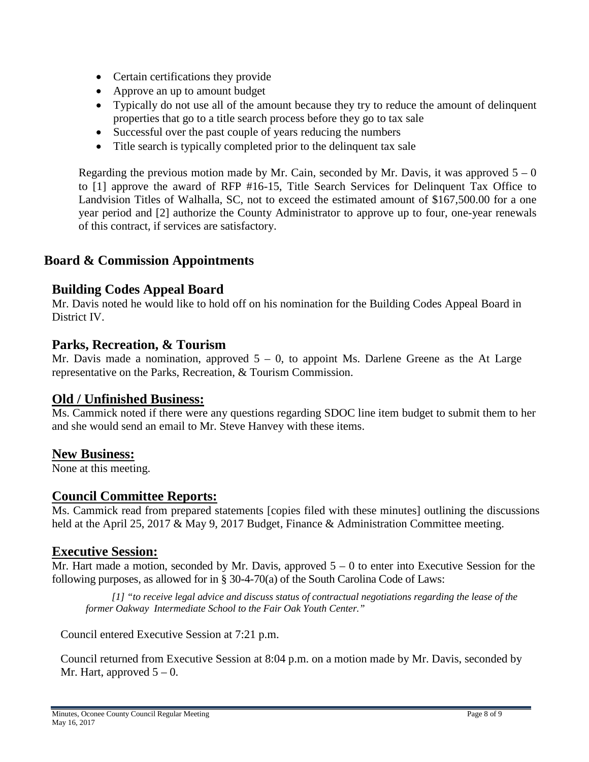- Certain certifications they provide
- Approve an up to amount budget
- Typically do not use all of the amount because they try to reduce the amount of delinquent properties that go to a title search process before they go to tax sale
- Successful over the past couple of years reducing the numbers
- Title search is typically completed prior to the delinquent tax sale

Regarding the previous motion made by Mr. Cain, seconded by Mr. Davis, it was approved 5 – 0 to [1] approve the award of RFP #16-15, Title Search Services for Delinquent Tax Office to Landvision Titles of Walhalla, SC, not to exceed the estimated amount of $167,500.00 for a one year period and [2] authorize the County Administrator to approve up to four, one-year renewals of this contract, if services are satisfactory.

## Board & Commission Appointments

### Building Codes Appeal Board

Mr. Davis noted he would like to hold off on his nomination for the Building Codes Appeal Board in District IV.

### Parks, Recreation, & Tourism

Mr. Davis made a nomination, approved 5 – 0, to appoint Ms. Darlene Greene as the At Large representative on the Parks, Recreation, & Tourism Commission.

## Old / Unfinished Business:

Ms. Cammick noted if there were any questions regarding SDOC line item budget to submit them to her and she would send an email to Mr. Steve Hanvey with these items.

## New Business:

None at this meeting.

## Council Committee Reports:

Ms. Cammick read from prepared statements [copies filed with these minutes] outlining the discussions held at the April 25, 2017 & May 9, 2017 Budget, Finance & Administration Committee meeting.

## Executive Session:

Mr. Hart made a motion, seconded by Mr. Davis, approved 5 – 0 to enter into Executive Session for the following purposes, as allowed for in § 30-4-70(a) of the South Carolina Code of Laws:

> *[1] "to receive legal advice and discuss status of contractual negotiations regarding the lease of the former Oakway Intermediate School to the Fair Oak Youth Center."*

Council entered Executive Session at 7:21 p.m.

Council returned from Executive Session at 8:04 p.m. on a motion made by Mr. Davis, seconded by Mr. Hart, approved 5 – 0.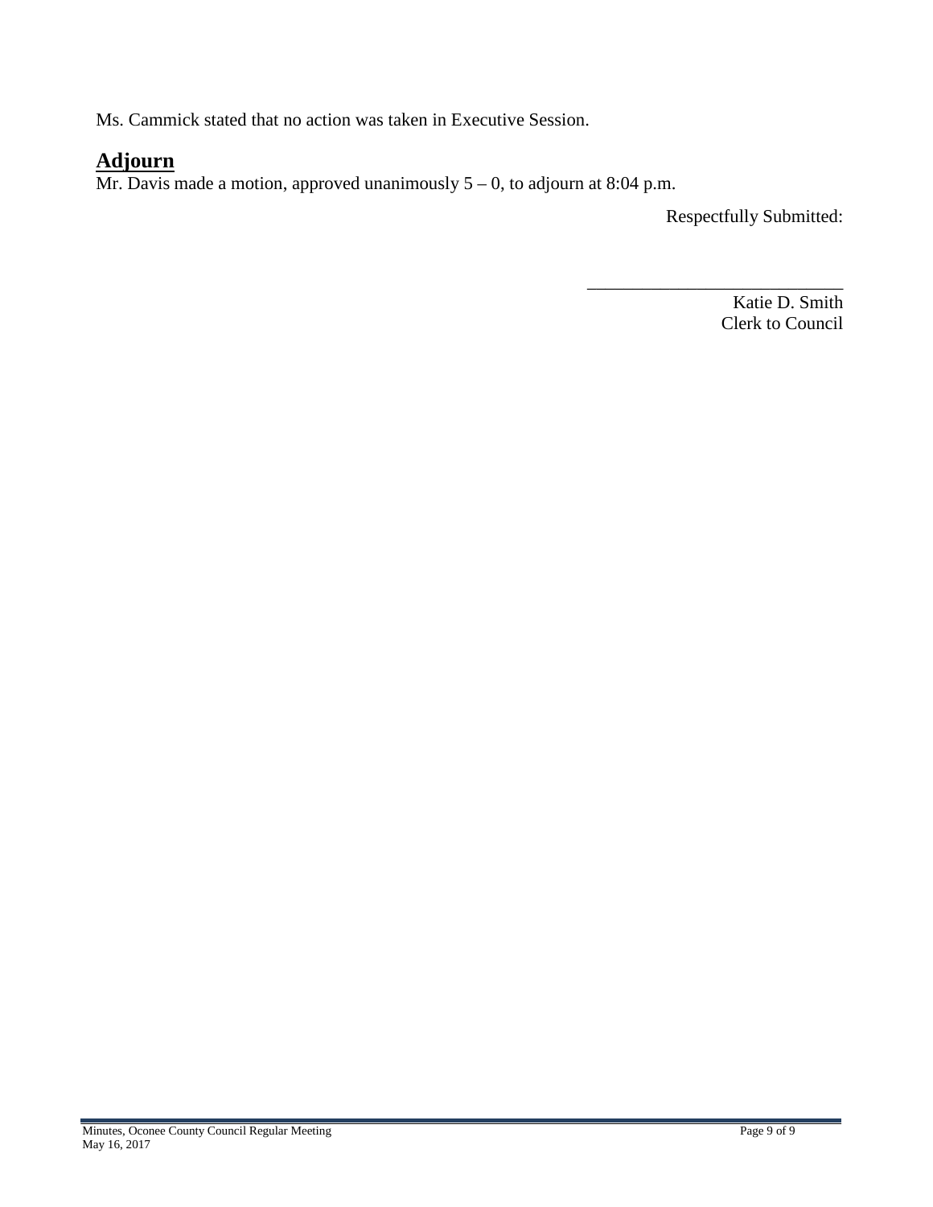Ms. Cammick stated that no action was taken in Executive Session.

## Adjourn

Mr. Davis made a motion, approved unanimously 5 – 0, to adjourn at 8:04 p.m.

Respectfully Submitted:

\_\_\_\_\_\_\_\_\_\_\_\_\_\_\_\_\_\_\_\_\_\_\_\_\_\_\_\_

Katie D. Smith
Clerk to Council